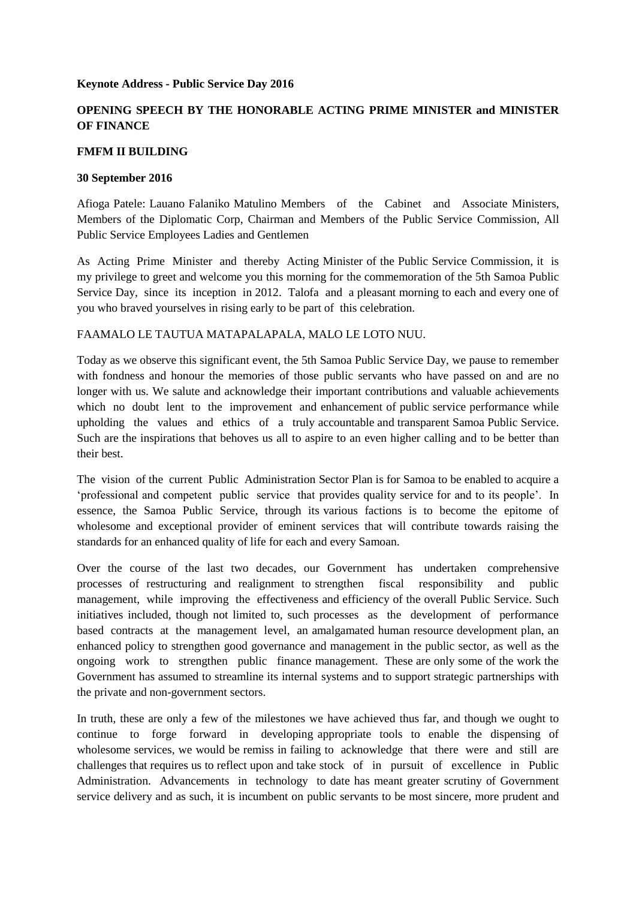**Keynote Address - Public Service Day 2016**

**OPENING SPEECH BY THE HONORABLE ACTING PRIME MINISTER and MINISTER OF FINANCE**

**FMFM II BUILDING**

**30 September 2016**

Afioga Patele: Lauano Falaniko Matulino Members of the Cabinet and Associate Ministers, Members of the Diplomatic Corp, Chairman and Members of the Public Service Commission, All Public Service Employees Ladies and Gentlemen

As Acting Prime Minister and thereby Acting Minister of the Public Service Commission, it is my privilege to greet and welcome you this morning for the commemoration of the 5th Samoa Public Service Day, since its inception in 2012. Talofa and a pleasant morning to each and every one of you who braved yourselves in rising early to be part of this celebration.

FAAMALO LE TAUTUA MATAPALAPALA, MALO LE LOTO NUU.

Today as we observe this significant event, the 5th Samoa Public Service Day, we pause to remember with fondness and honour the memories of those public servants who have passed on and are no longer with us. We salute and acknowledge their important contributions and valuable achievements which no doubt lent to the improvement and enhancement of public service performance while upholding the values and ethics of a truly accountable and transparent Samoa Public Service. Such are the inspirations that behoves us all to aspire to an even higher calling and to be better than their best.

The vision of the current Public Administration Sector Plan is for Samoa to be enabled to acquire a 'professional and competent public service that provides quality service for and to its people'. In essence, the Samoa Public Service, through its various factions is to become the epitome of wholesome and exceptional provider of eminent services that will contribute towards raising the standards for an enhanced quality of life for each and every Samoan.

Over the course of the last two decades, our Government has undertaken comprehensive processes of restructuring and realignment to strengthen fiscal responsibility and public management, while improving the effectiveness and efficiency of the overall Public Service. Such initiatives included, though not limited to, such processes as the development of performance based contracts at the management level, an amalgamated human resource development plan, an enhanced policy to strengthen good governance and management in the public sector, as well as the ongoing work to strengthen public finance management. These are only some of the work the Government has assumed to streamline its internal systems and to support strategic partnerships with the private and non-government sectors.

In truth, these are only a few of the milestones we have achieved thus far, and though we ought to continue to forge forward in developing appropriate tools to enable the dispensing of wholesome services, we would be remiss in failing to acknowledge that there were and still are challenges that requires us to reflect upon and take stock of in pursuit of excellence in Public Administration. Advancements in technology to date has meant greater scrutiny of Government service delivery and as such, it is incumbent on public servants to be most sincere, more prudent and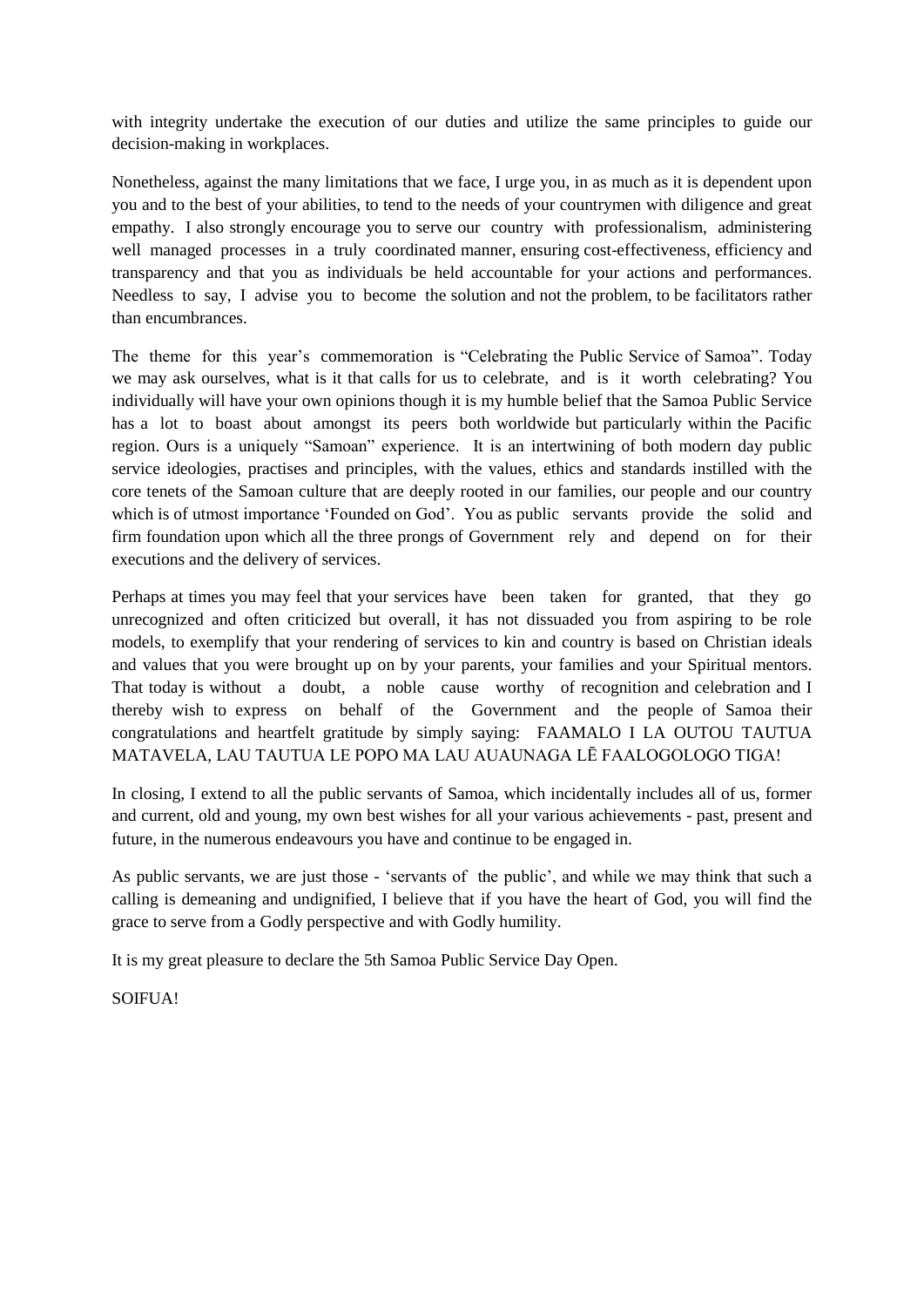with integrity undertake the execution of our duties and utilize the same principles to guide our decision-making in workplaces.

Nonetheless, against the many limitations that we face, I urge you, in as much as it is dependent upon you and to the best of your abilities, to tend to the needs of your countrymen with diligence and great empathy. I also strongly encourage you to serve our country with professionalism, administering well managed processes in a truly coordinated manner, ensuring cost-effectiveness, efficiency and transparency and that you as individuals be held accountable for your actions and performances. Needless to say, I advise you to become the solution and not the problem, to be facilitators rather than encumbrances.

The theme for this year's commemoration is "Celebrating the Public Service of Samoa". Today we may ask ourselves, what is it that calls for us to celebrate, and is it worth celebrating? You individually will have your own opinions though it is my humble belief that the Samoa Public Service has a lot to boast about amongst its peers both worldwide but particularly within the Pacific region. Ours is a uniquely "Samoan" experience. It is an intertwining of both modern day public service ideologies, practises and principles, with the values, ethics and standards instilled with the core tenets of the Samoan culture that are deeply rooted in our families, our people and our country which is of utmost importance 'Founded on God'. You as public servants provide the solid and firm foundation upon which all the three prongs of Government rely and depend on for their executions and the delivery of services.

Perhaps at times you may feel that your services have been taken for granted, that they go unrecognized and often criticized but overall, it has not dissuaded you from aspiring to be role models, to exemplify that your rendering of services to kin and country is based on Christian ideals and values that you were brought up on by your parents, your families and your Spiritual mentors. That today is without a doubt, a noble cause worthy of recognition and celebration and I thereby wish to express on behalf of the Government and the people of Samoa their congratulations and heartfelt gratitude by simply saying: FAAMALO I LA OUTOU TAUTUA MATAVELA, LAU TAUTUA LE POPO MA LAU AUAUNAGA LĒ FAALOGOLOGO TIGA!

In closing, I extend to all the public servants of Samoa, which incidentally includes all of us, former and current, old and young, my own best wishes for all your various achievements - past, present and future, in the numerous endeavours you have and continue to be engaged in.

As public servants, we are just those - 'servants of the public', and while we may think that such a calling is demeaning and undignified, I believe that if you have the heart of God, you will find the grace to serve from a Godly perspective and with Godly humility.

It is my great pleasure to declare the 5th Samoa Public Service Day Open.

SOIFUA!